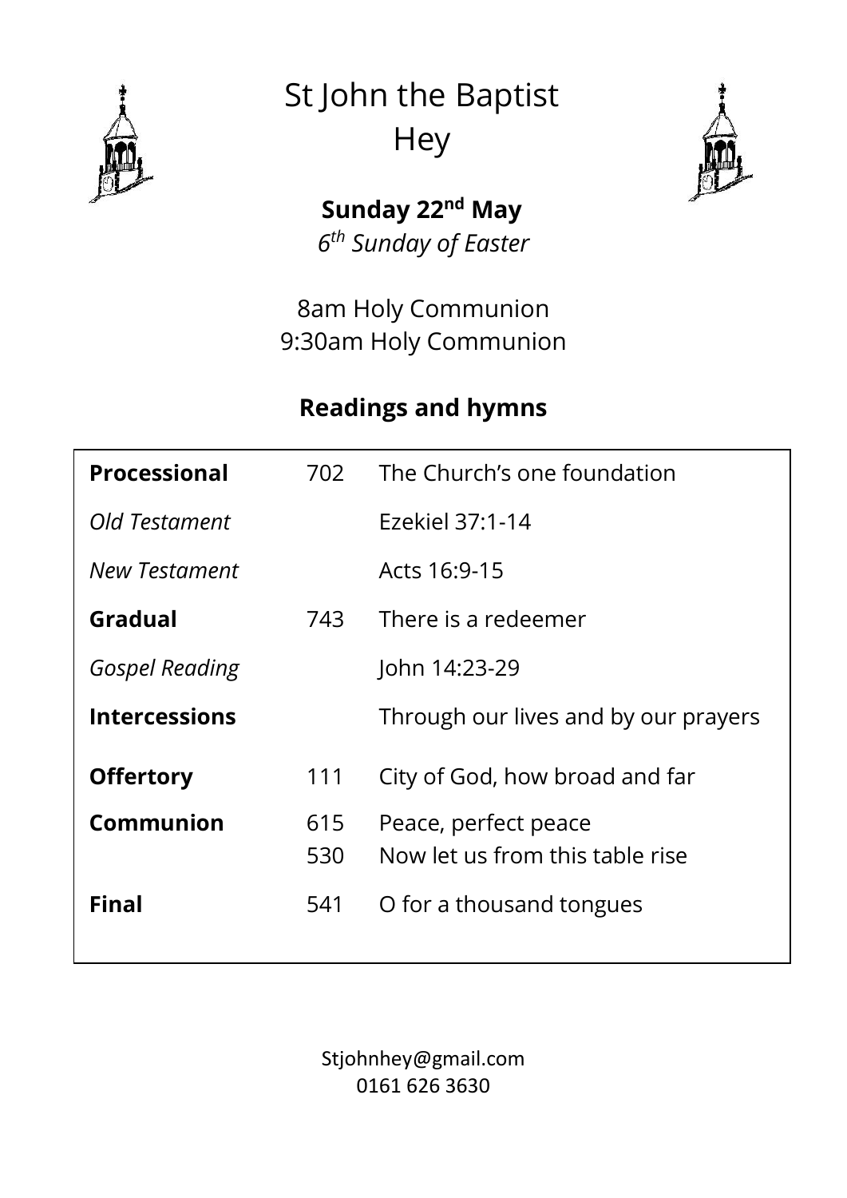# St John the Baptist
# Hey

**Sunday 22nd May**

*6th Sunday of Easter*

8am Holy Communion
9:30am Holy Communion

## Readings and hymns

| | | |
|---|---|---|
| **Processional** | 702 | The Church's one foundation |
| *Old Testament* | | Ezekiel 37:1-14 |
| *New Testament* | | Acts 16:9-15 |
| **Gradual** | 743 | There is a redeemer |
| *Gospel Reading* | | John 14:23-29 |
| **Intercessions** | | Through our lives and by our prayers |
| **Offertory** | 111 | City of God, how broad and far |
| **Communion** | 615 | Peace, perfect peace |
| | 530 | Now let us from this table rise |
| **Final** | 541 | O for a thousand tongues |

Stjohnhey@gmail.com
0161 626 3630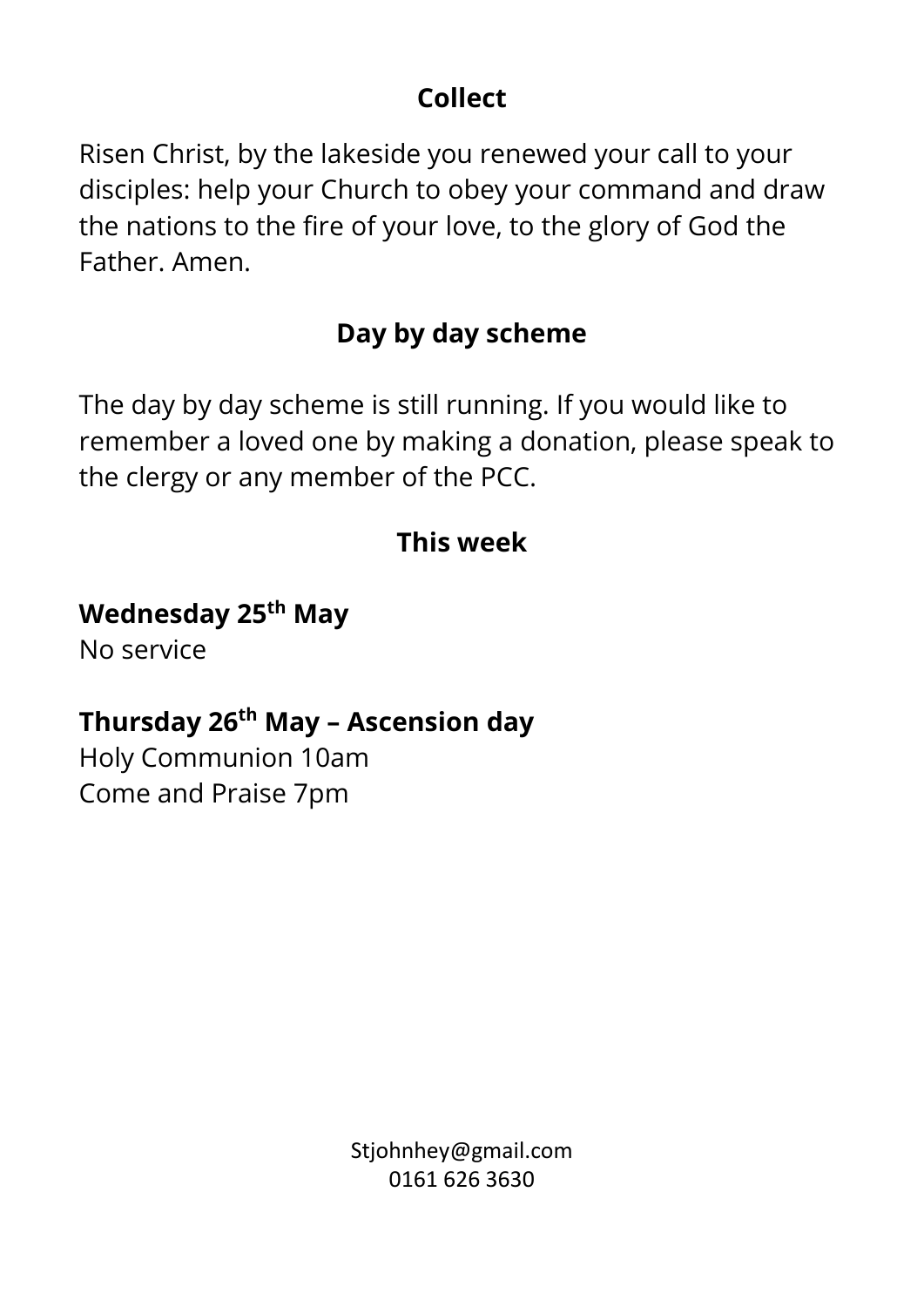## Collect

Risen Christ, by the lakeside you renewed your call to your disciples: help your Church to obey your command and draw the nations to the fire of your love, to the glory of God the Father. Amen.

## Day by day scheme

The day by day scheme is still running. If you would like to remember a loved one by making a donation, please speak to the clergy or any member of the PCC.

## This week

**Wednesday 25th May**
No service

**Thursday 26th May – Ascension day**
Holy Communion 10am
Come and Praise 7pm

Stjohnhey@gmail.com
0161 626 3630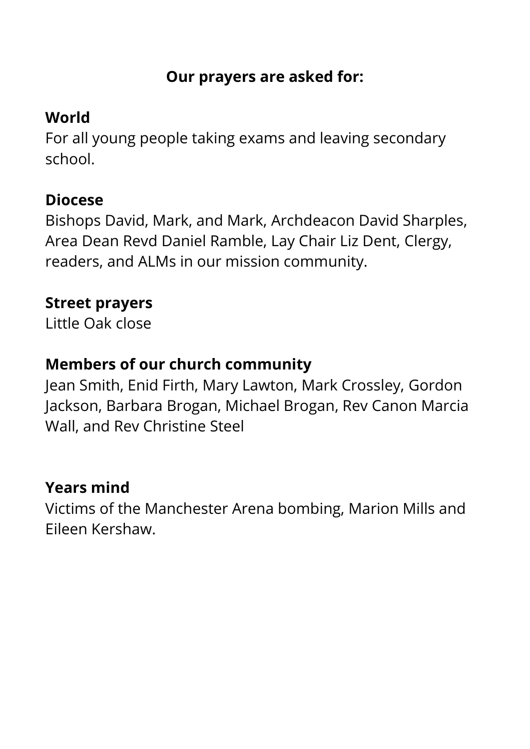**Our prayers are asked for:**

**World**
For all young people taking exams and leaving secondary school.

**Diocese**
Bishops David, Mark, and Mark, Archdeacon David Sharples, Area Dean Revd Daniel Ramble, Lay Chair Liz Dent, Clergy, readers, and ALMs in our mission community.

**Street prayers**
Little Oak close

**Members of our church community**
Jean Smith, Enid Firth, Mary Lawton, Mark Crossley, Gordon Jackson, Barbara Brogan, Michael Brogan, Rev Canon Marcia Wall, and Rev Christine Steel

**Years mind**
Victims of the Manchester Arena bombing, Marion Mills and Eileen Kershaw.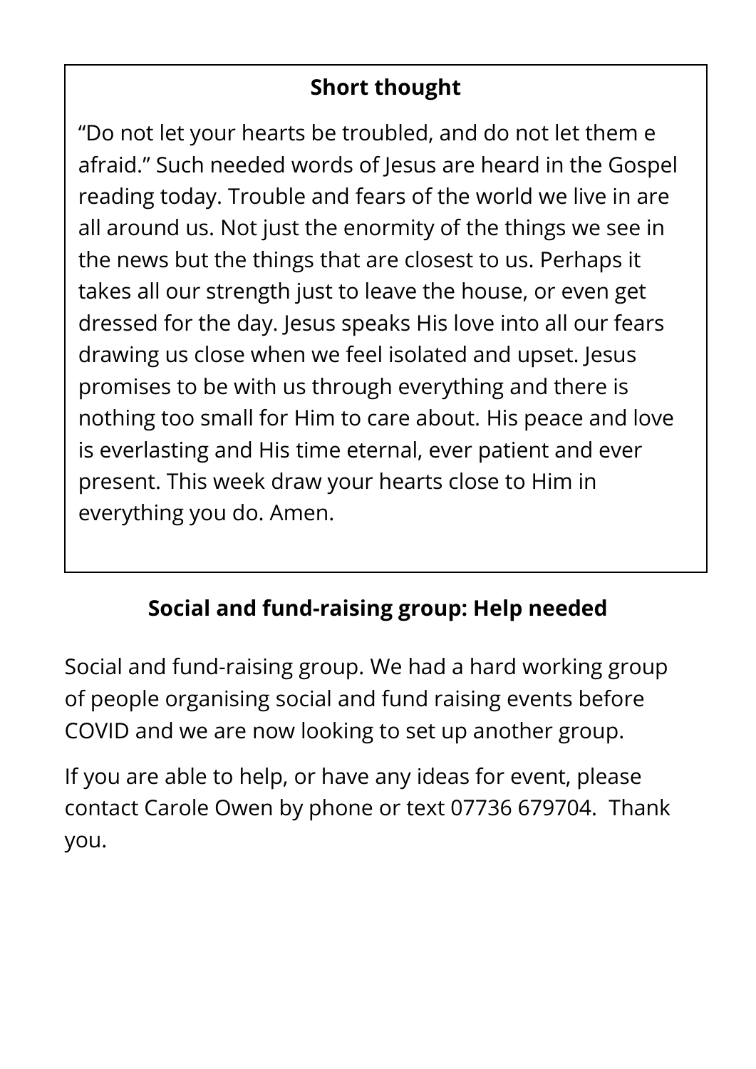## Short thought

"Do not let your hearts be troubled, and do not let them e afraid." Such needed words of Jesus are heard in the Gospel reading today. Trouble and fears of the world we live in are all around us. Not just the enormity of the things we see in the news but the things that are closest to us. Perhaps it takes all our strength just to leave the house, or even get dressed for the day. Jesus speaks His love into all our fears drawing us close when we feel isolated and upset. Jesus promises to be with us through everything and there is nothing too small for Him to care about. His peace and love is everlasting and His time eternal, ever patient and ever present. This week draw your hearts close to Him in everything you do. Amen.

## Social and fund-raising group: Help needed

Social and fund-raising group. We had a hard working group of people organising social and fund raising events before COVID and we are now looking to set up another group.

If you are able to help, or have any ideas for event, please contact Carole Owen by phone or text 07736 679704. Thank you.